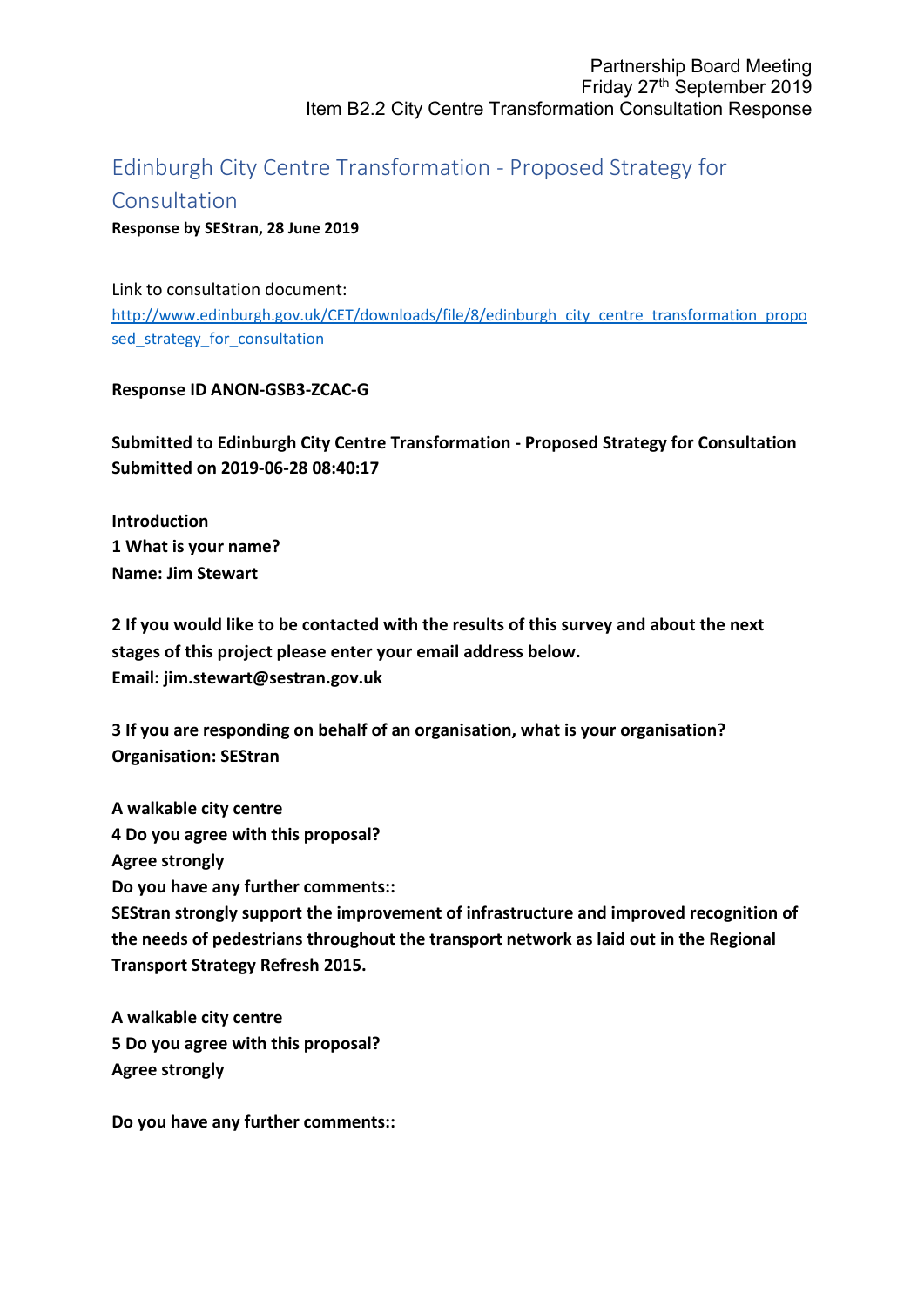Partnership Board Meeting
Friday 27th September 2019
Item B2.2 City Centre Transformation Consultation Response

# Edinburgh City Centre Transformation - Proposed Strategy for Consultation

**Response by SEStran, 28 June 2019**

Link to consultation document:
[http://www.edinburgh.gov.uk/CET/downloads/file/8/edinburgh_city_centre_transformation_proposed_strategy_for_consultation](http://www.edinburgh.gov.uk/CET/downloads/file/8/edinburgh_city_centre_transformation_proposed_strategy_for_consultation)

**Response ID ANON-GSB3-ZCAC-G**

**Submitted to Edinburgh City Centre Transformation - Proposed Strategy for Consultation**
**Submitted on 2019-06-28 08:40:17**

**Introduction**
**1 What is your name?**
**Name: Jim Stewart**

**2 If you would like to be contacted with the results of this survey and about the next stages of this project please enter your email address below.**
**Email: jim.stewart@sestran.gov.uk**

**3 If you are responding on behalf of an organisation, what is your organisation?**
**Organisation: SEStran**

**A walkable city centre**
**4 Do you agree with this proposal?**
**Agree strongly**
**Do you have any further comments::**
**SEStran strongly support the improvement of infrastructure and improved recognition of the needs of pedestrians throughout the transport network as laid out in the Regional Transport Strategy Refresh 2015.**

**A walkable city centre**
**5 Do you agree with this proposal?**
**Agree strongly**

**Do you have any further comments::**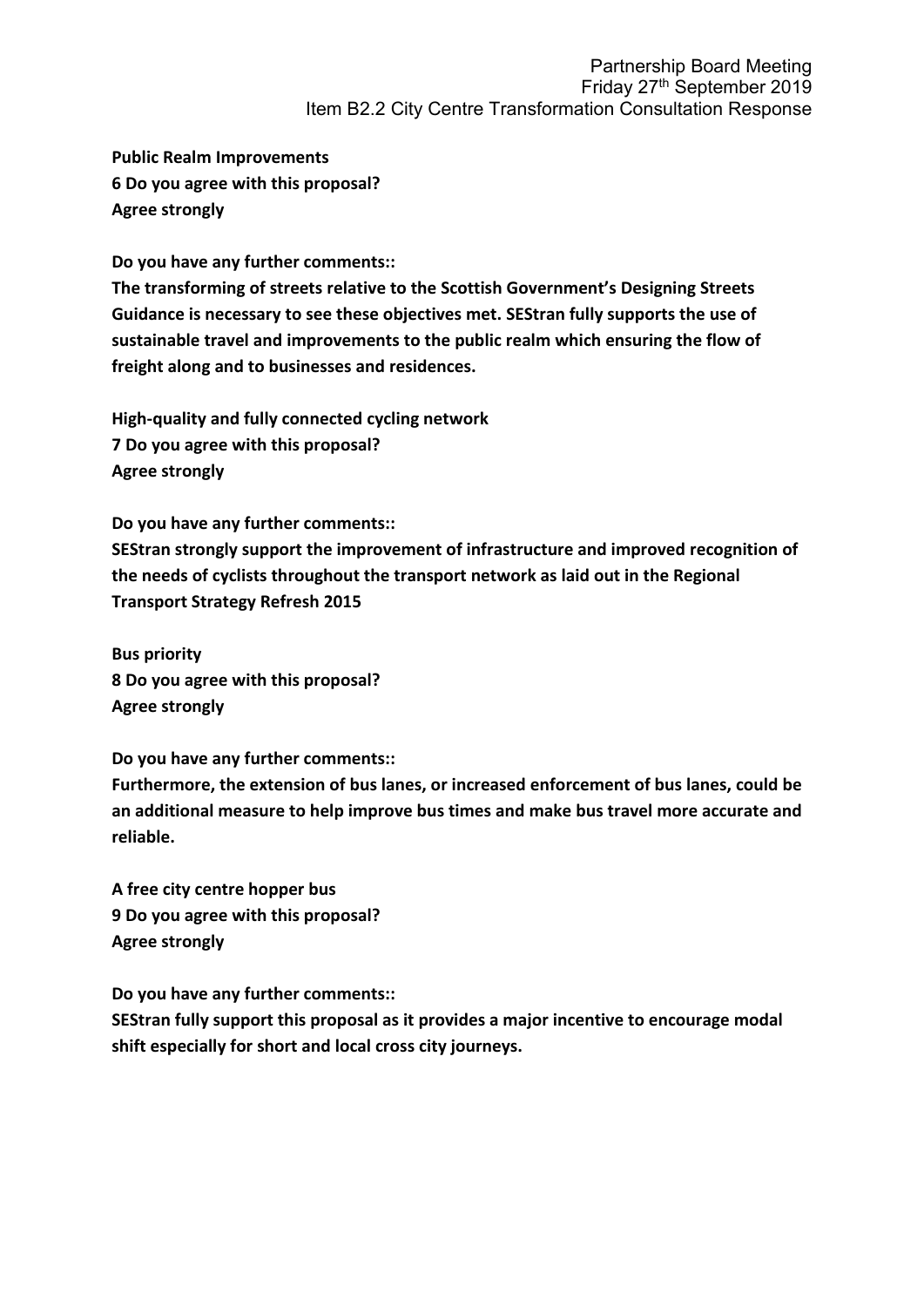**Public Realm Improvements**

**6 Do you agree with this proposal?**

**Agree strongly**

**Do you have any further comments::**

**The transforming of streets relative to the Scottish Government's Designing Streets Guidance is necessary to see these objectives met. SEStran fully supports the use of sustainable travel and improvements to the public realm which ensuring the flow of freight along and to businesses and residences.**

**High-quality and fully connected cycling network**

**7 Do you agree with this proposal?**

**Agree strongly**

**Do you have any further comments::**

**SEStran strongly support the improvement of infrastructure and improved recognition of the needs of cyclists throughout the transport network as laid out in the Regional Transport Strategy Refresh 2015**

**Bus priority**

**8 Do you agree with this proposal?**

**Agree strongly**

**Do you have any further comments::**

**Furthermore, the extension of bus lanes, or increased enforcement of bus lanes, could be an additional measure to help improve bus times and make bus travel more accurate and reliable.**

**A free city centre hopper bus**

**9 Do you agree with this proposal?**

**Agree strongly**

**Do you have any further comments::**

**SEStran fully support this proposal as it provides a major incentive to encourage modal shift especially for short and local cross city journeys.**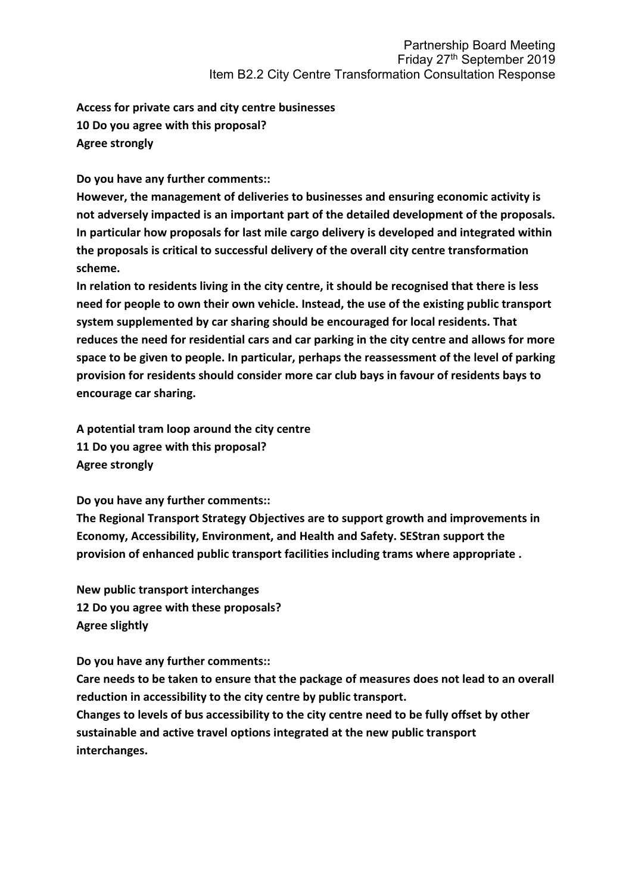**Access for private cars and city centre businesses**
**10 Do you agree with this proposal?**
**Agree strongly**

**Do you have any further comments::**
**However, the management of deliveries to businesses and ensuring economic activity is not adversely impacted is an important part of the detailed development of the proposals. In particular how proposals for last mile cargo delivery is developed and integrated within the proposals is critical to successful delivery of the overall city centre transformation scheme.**
**In relation to residents living in the city centre, it should be recognised that there is less need for people to own their own vehicle. Instead, the use of the existing public transport system supplemented by car sharing should be encouraged for local residents. That reduces the need for residential cars and car parking in the city centre and allows for more space to be given to people. In particular, perhaps the reassessment of the level of parking provision for residents should consider more car club bays in favour of residents bays to encourage car sharing.**

**A potential tram loop around the city centre**
**11 Do you agree with this proposal?**
**Agree strongly**

**Do you have any further comments::**
**The Regional Transport Strategy Objectives are to support growth and improvements in Economy, Accessibility, Environment, and Health and Safety. SEStran support the provision of enhanced public transport facilities including trams where appropriate .**

**New public transport interchanges**
**12 Do you agree with these proposals?**
**Agree slightly**

**Do you have any further comments::**
**Care needs to be taken to ensure that the package of measures does not lead to an overall reduction in accessibility to the city centre by public transport.**
**Changes to levels of bus accessibility to the city centre need to be fully offset by other sustainable and active travel options integrated at the new public transport interchanges.**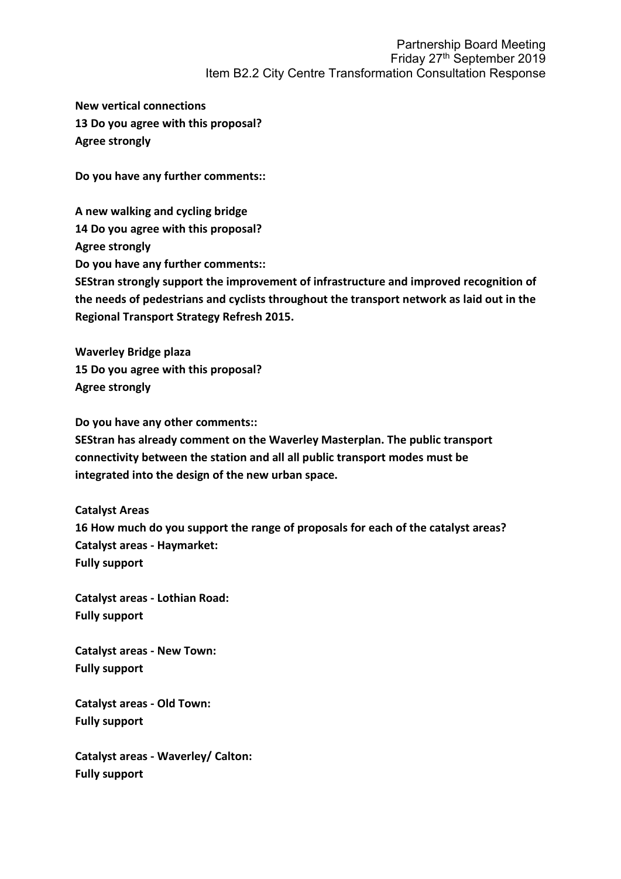**New vertical connections**
**13 Do you agree with this proposal?**
**Agree strongly**

**Do you have any further comments::**

**A new walking and cycling bridge**
**14 Do you agree with this proposal?**
**Agree strongly**
**Do you have any further comments::**
**SEStran strongly support the improvement of infrastructure and improved recognition of the needs of pedestrians and cyclists throughout the transport network as laid out in the Regional Transport Strategy Refresh 2015.**

**Waverley Bridge plaza**
**15 Do you agree with this proposal?**
**Agree strongly**

**Do you have any other comments::**
**SEStran has already comment on the Waverley Masterplan. The public transport connectivity between the station and all all public transport modes must be integrated into the design of the new urban space.**

**Catalyst Areas**
**16 How much do you support the range of proposals for each of the catalyst areas?**
**Catalyst areas - Haymarket:**
**Fully support**

**Catalyst areas - Lothian Road:**
**Fully support**

**Catalyst areas - New Town:**
**Fully support**

**Catalyst areas - Old Town:**
**Fully support**

**Catalyst areas - Waverley/ Calton:**
**Fully support**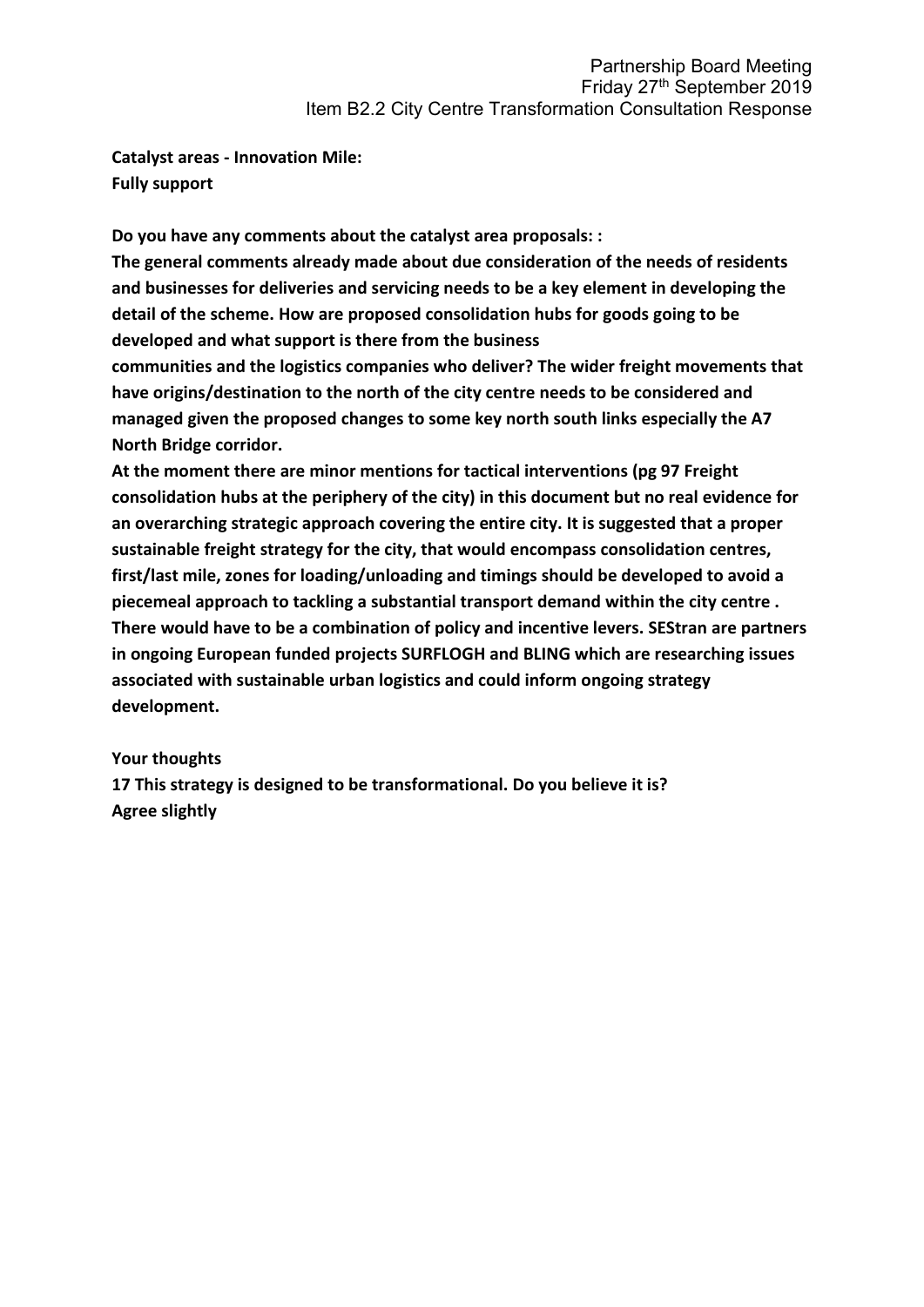**Catalyst areas - Innovation Mile:**
**Fully support**

**Do you have any comments about the catalyst area proposals: :**

**The general comments already made about due consideration of the needs of residents and businesses for deliveries and servicing needs to be a key element in developing the detail of the scheme. How are proposed consolidation hubs for goods going to be developed and what support is there from the business communities and the logistics companies who deliver? The wider freight movements that have origins/destination to the north of the city centre needs to be considered and managed given the proposed changes to some key north south links especially the A7 North Bridge corridor.**

**At the moment there are minor mentions for tactical interventions (pg 97 Freight consolidation hubs at the periphery of the city) in this document but no real evidence for an overarching strategic approach covering the entire city. It is suggested that a proper sustainable freight strategy for the city, that would encompass consolidation centres, first/last mile, zones for loading/unloading and timings should be developed to avoid a piecemeal approach to tackling a substantial transport demand within the city centre . There would have to be a combination of policy and incentive levers. SEStran are partners in ongoing European funded projects SURFLOGH and BLING which are researching issues associated with sustainable urban logistics and could inform ongoing strategy development.**

**Your thoughts**

**17 This strategy is designed to be transformational. Do you believe it is?**
**Agree slightly**